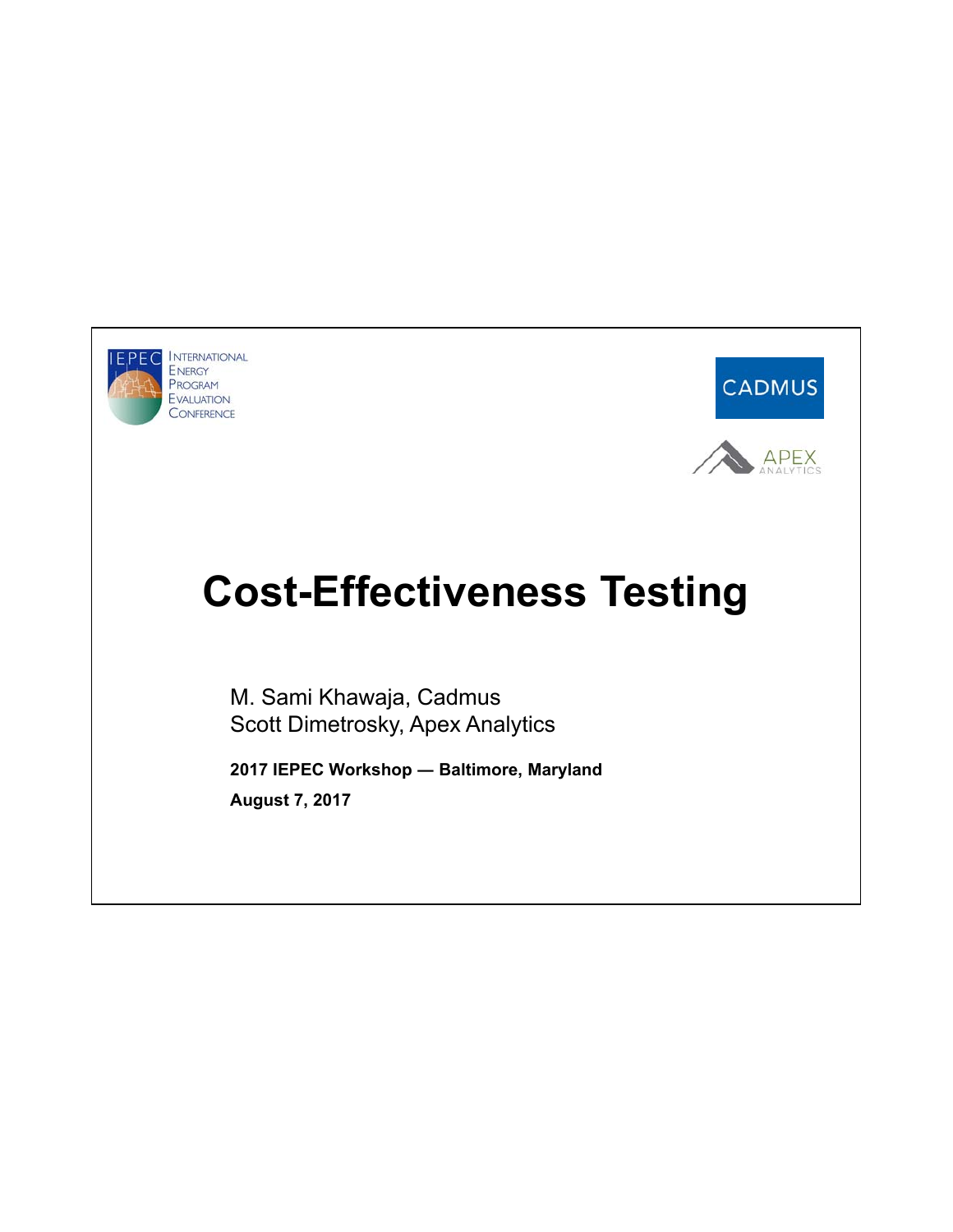INTERNATIONAL ENERGY PROGRAM EVALUATION CONFERENCE

CADMUS

APEX ANALYTICS

# Cost-Effectiveness Testing

M. Sami Khawaja, Cadmus
Scott Dimetrosky, Apex Analytics

**2017 IEPEC Workshop — Baltimore, Maryland**

**August 7, 2017**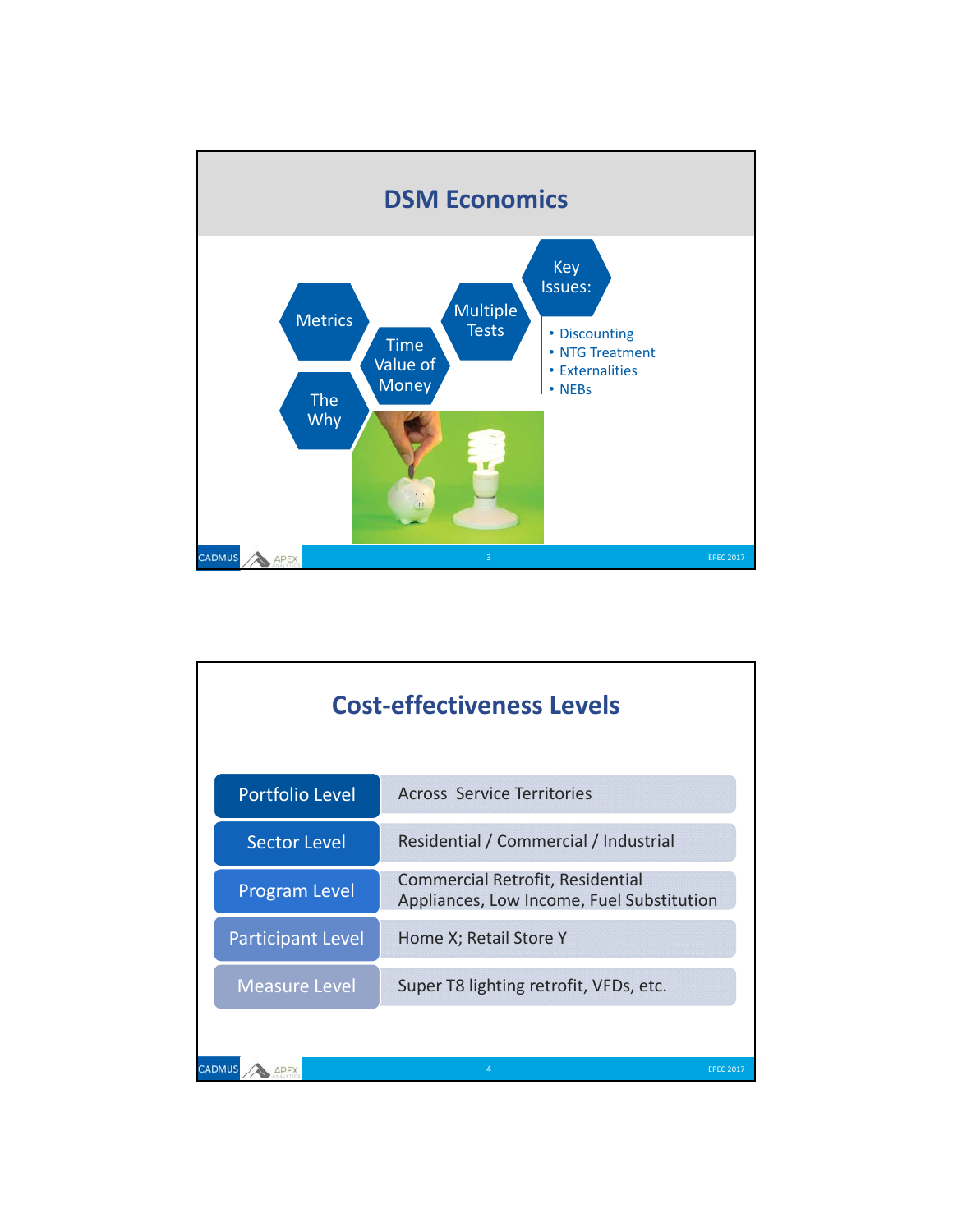## DSM Economics

- Metrics
- The Why
- Time Value of Money
- Multiple Tests
- Key Issues:
  - Discounting
  - NTG Treatment
  - Externalities
  - NEBs

## Cost-effectiveness Levels

| Level | Examples |
|---|---|
| Portfolio Level | Across Service Territories |
| Sector Level | Residential / Commercial / Industrial |
| Program Level | Commercial Retrofit, Residential Appliances, Low Income, Fuel Substitution |
| Participant Level | Home X; Retail Store Y |
| Measure Level | Super T8 lighting retrofit, VFDs, etc. |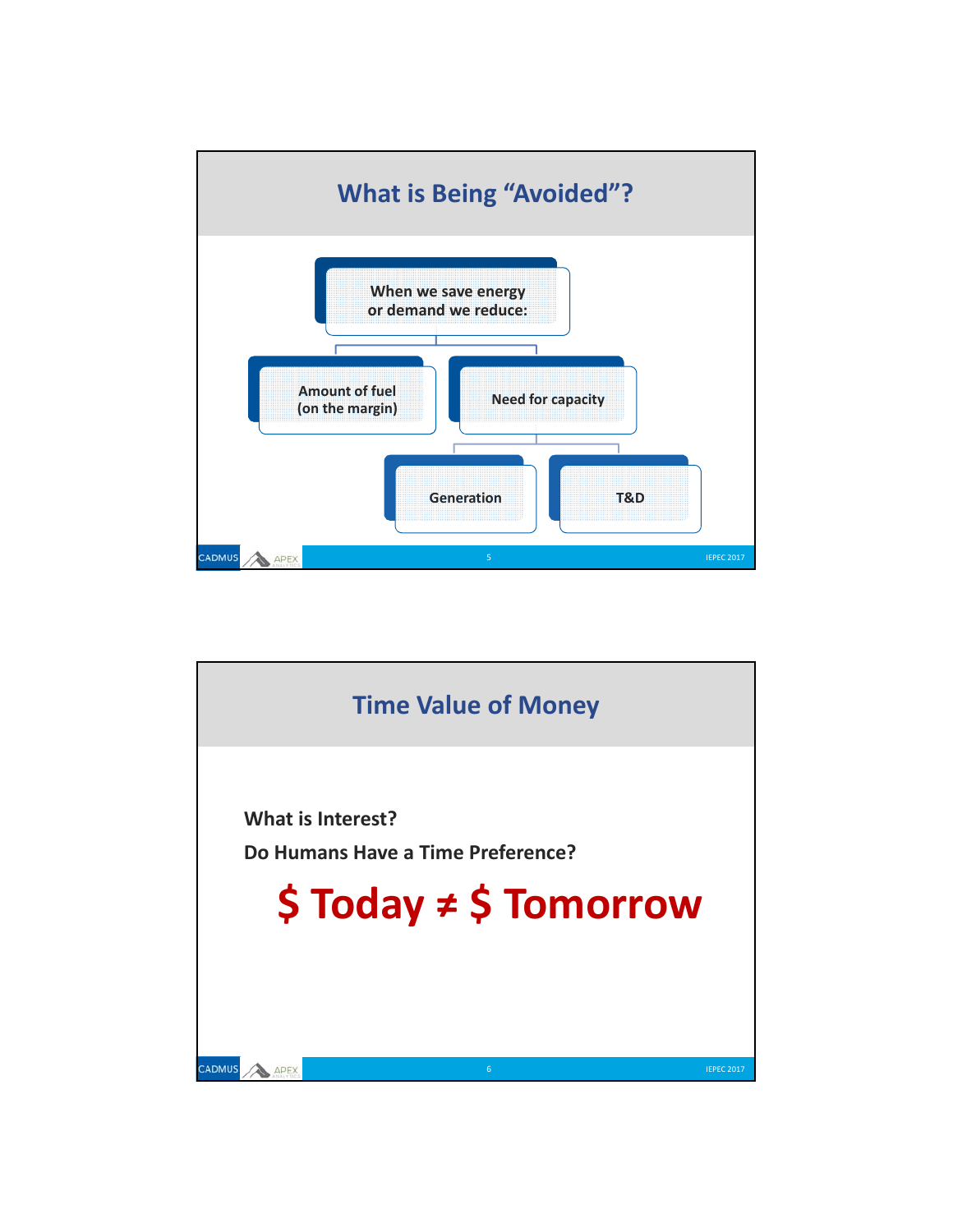## What is Being "Avoided"?

- When we save energy or demand we reduce:
  - Amount of fuel (on the margin)
  - Need for capacity
    - Generation
    - T&D

## Time Value of Money

**What is Interest?**

**Do Humans Have a Time Preference?**

**$ Today ≠ $ Tomorrow**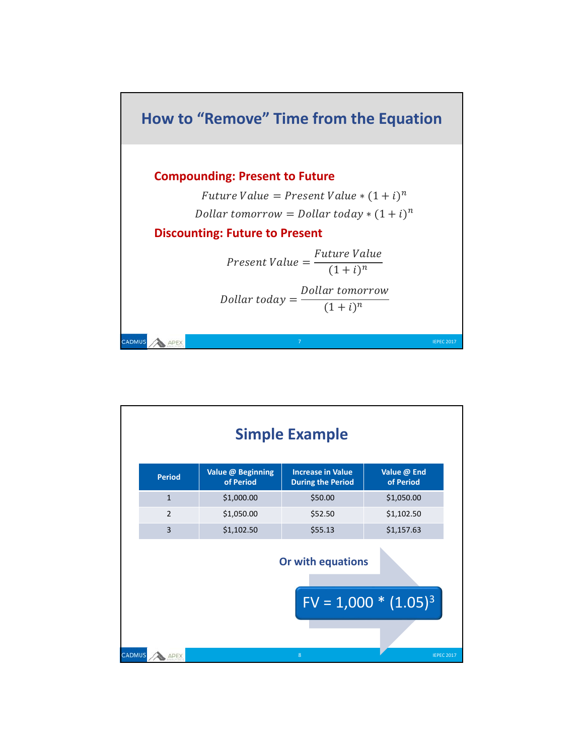# How to "Remove" Time from the Equation

**Compounding: Present to Future**

$$Future\ Value = Present\ Value * (1+i)^n$$

$$Dollar\ tomorrow = Dollar\ today * (1+i)^n$$

**Discounting: Future to Present**

$$Present\ Value = \frac{Future\ Value}{(1+i)^n}$$

$$Dollar\ today = \frac{Dollar\ tomorrow}{(1+i)^n}$$

# Simple Example

| Period | Value @ Beginning of Period | Increase in Value During the Period | Value @ End of Period |
|---|---|---|---|
| 1 | $1,000.00 | $50.00 | $1,050.00 |
| 2 | $1,050.00 | $52.50 | $1,102.50 |
| 3 | $1,102.50 | $55.13 | $1,157.63 |

**Or with equations**

$$FV = 1{,}000 * (1.05)^3$$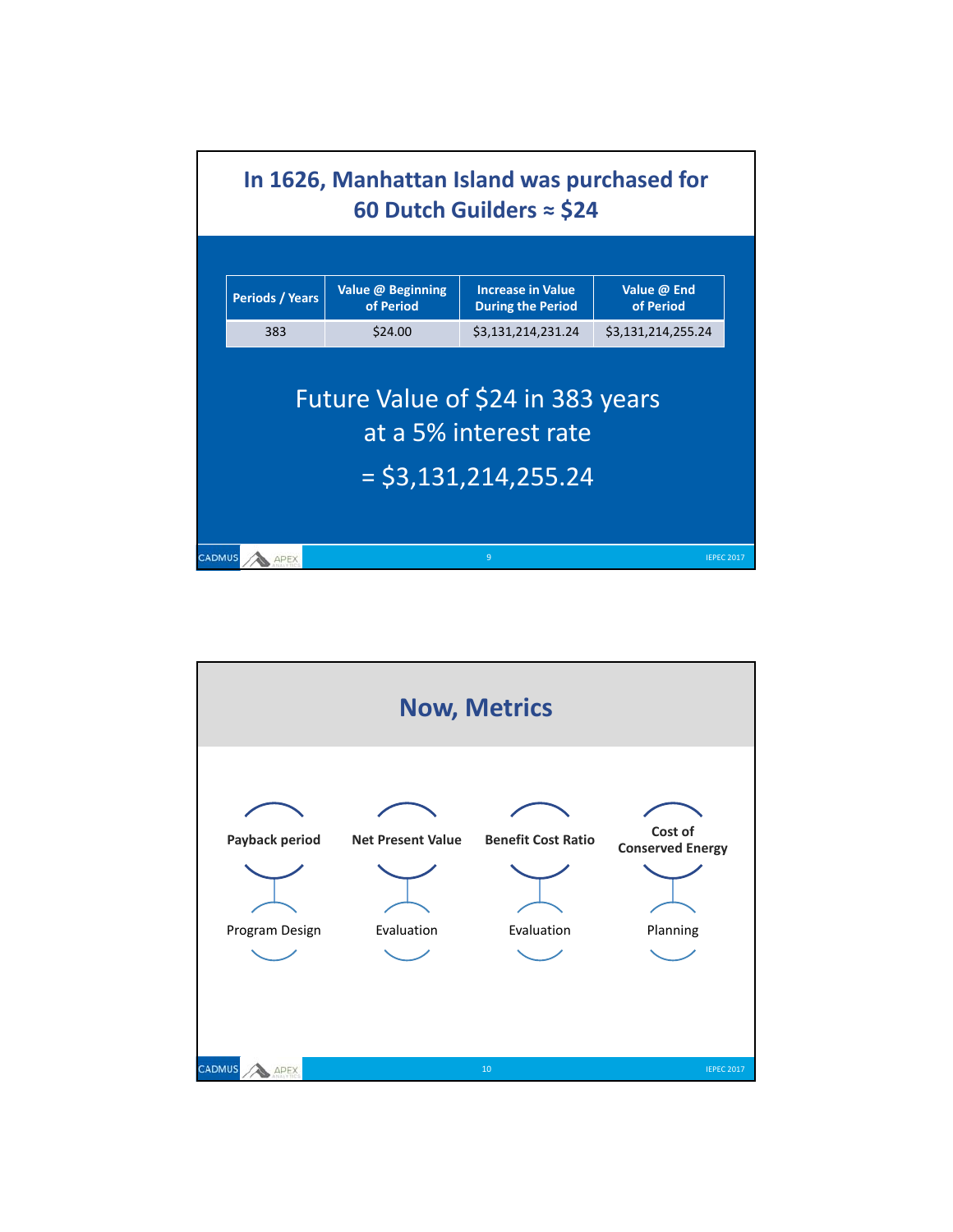## In 1626, Manhattan Island was purchased for 60 Dutch Guilders ≈ $24

| Periods / Years | Value @ Beginning of Period | Increase in Value During the Period | Value @ End of Period |
|---|---|---|---|
| 383 | $24.00 | $3,131,214,231.24 | $3,131,214,255.24 |

Future Value of $24 in 383 years at a 5% interest rate

= $3,131,214,255.24

## Now, Metrics

- **Payback period** — Program Design
- **Net Present Value** — Evaluation
- **Benefit Cost Ratio** — Evaluation
- **Cost of Conserved Energy** — Planning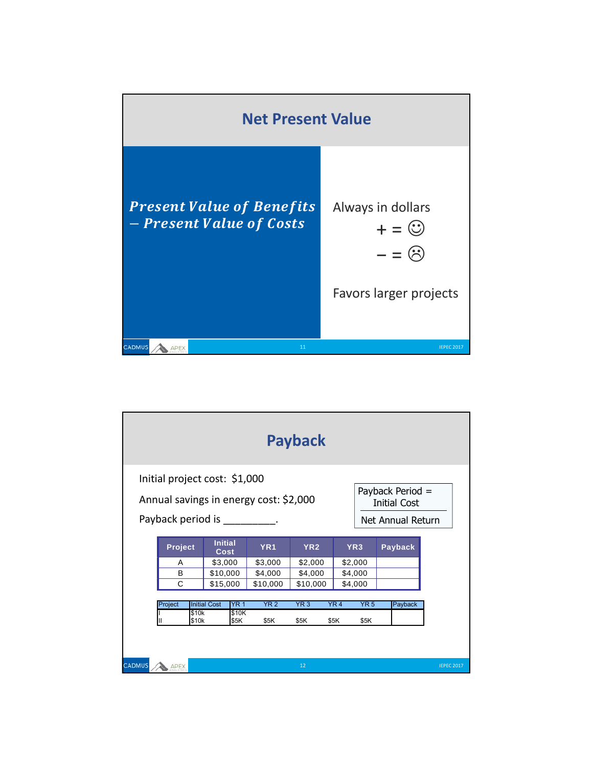## Net Present Value

***Present Value of Benefits − Present Value of Costs***

Always in dollars

+ = ☺

− = ☹

Favors larger projects

## Payback

Initial project cost: $1,000

Annual savings in energy cost: $2,000

Payback period is _________.

$$\text{Payback Period} = \frac{\text{Initial Cost}}{\text{Net Annual Return}}$$

| Project | Initial Cost | YR1 | YR2 | YR3 | Payback |
|---|---|---|---|---|---|
| A | $3,000 | $3,000 | $2,000 | $2,000 | |
| B | $10,000 | $4,000 | $4,000 | $4,000 | |
| C | $15,000 | $10,000 | $10,000 | $4,000 | |

| Project | Initial Cost | YR 1 | YR 2 | YR 3 | YR 4 | YR 5 | Payback |
|---|---|---|---|---|---|---|---|
| I | $10k | $10K | | | | | |
| II | $10k | $5K | $5K | $5K | $5K | $5K | |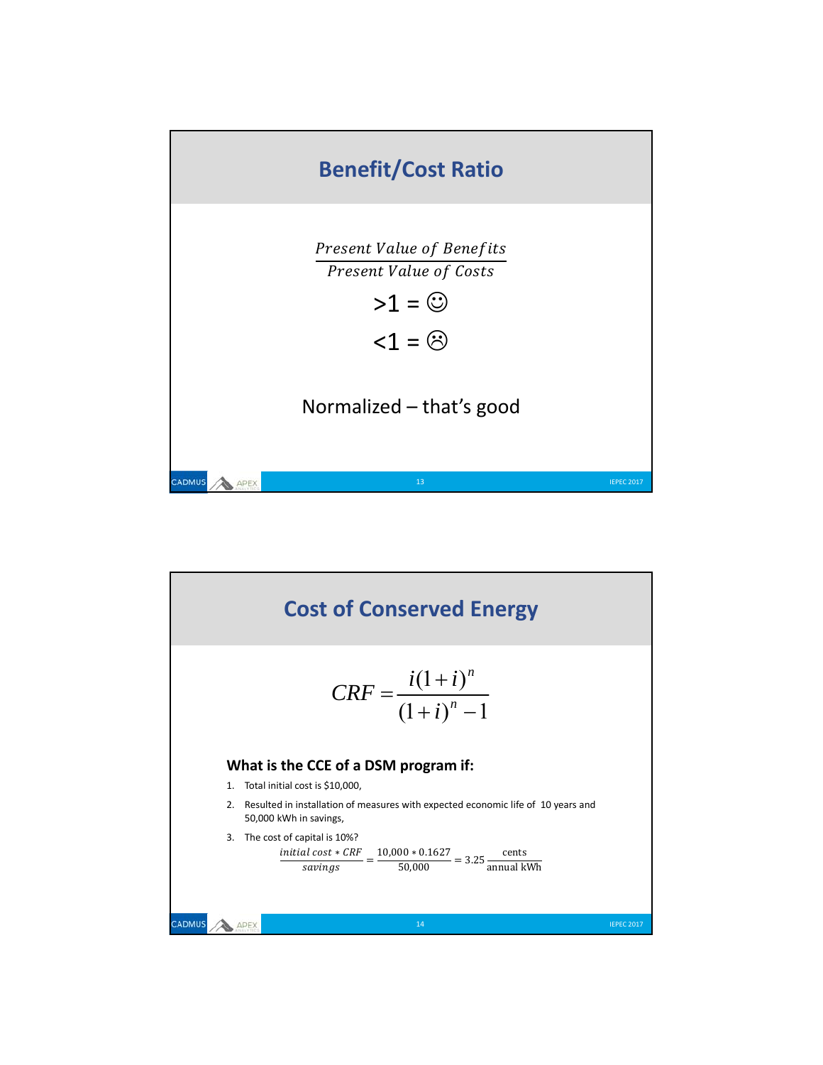# Benefit/Cost Ratio

$$\frac{Present\ Value\ of\ Benefits}{Present\ Value\ of\ Costs}$$

>1 = ☺

<1 = ☹

Normalized – that's good

# Cost of Conserved Energy

$$CRF = \frac{i(1+i)^n}{(1+i)^n - 1}$$

**What is the CCE of a DSM program if:**

1. Total initial cost is $10,000,
2. Resulted in installation of measures with expected economic life of 10 years and 50,000 kWh in savings,
3. The cost of capital is 10%?

$$\frac{initial\ cost * CRF}{savings} = \frac{10{,}000 * 0.1627}{50{,}000} = 3.25\,\frac{\text{cents}}{\text{annual kWh}}$$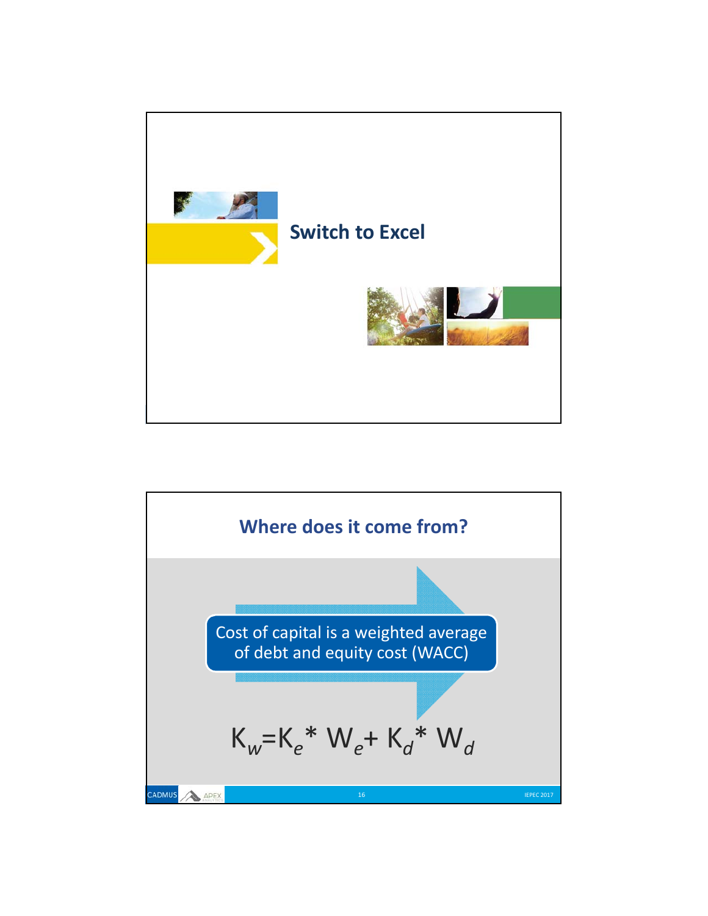## Switch to Excel

## Where does it come from?

Cost of capital is a weighted average of debt and equity cost (WACC)

$$K_w = K_e * W_e + K_d * W_d$$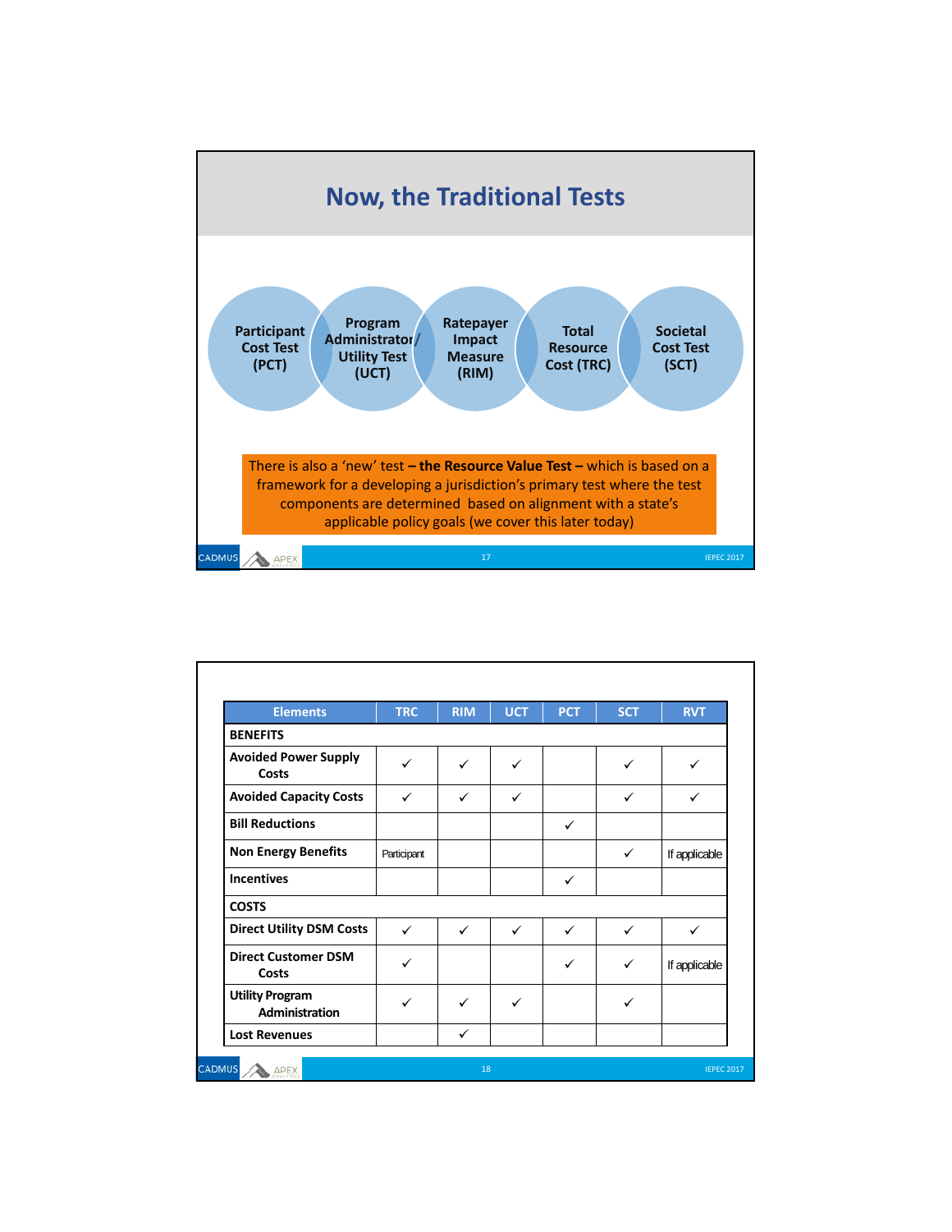# Now, the Traditional Tests

- Participant Cost Test (PCT)
- Program Administrator/ Utility Test (UCT)
- Ratepayer Impact Measure (RIM)
- Total Resource Cost (TRC)
- Societal Cost Test (SCT)

There is also a 'new' test **– the Resource Value Test –** which is based on a framework for a developing a jurisdiction's primary test where the test components are determined based on alignment with a state's applicable policy goals (we cover this later today)

| Elements | TRC | RIM | UCT | PCT | SCT | RVT |
|---|---|---|---|---|---|---|
| **BENEFITS** | | | | | | |
| **Avoided Power Supply Costs** | ✓ | ✓ | ✓ | | ✓ | ✓ |
| **Avoided Capacity Costs** | ✓ | ✓ | ✓ | | ✓ | ✓ |
| **Bill Reductions** | | | | ✓ | | |
| **Non Energy Benefits** | Participant | | | | ✓ | If applicable |
| **Incentives** | | | | ✓ | | |
| **COSTS** | | | | | | |
| **Direct Utility DSM Costs** | ✓ | ✓ | ✓ | ✓ | ✓ | ✓ |
| **Direct Customer DSM Costs** | ✓ | | | ✓ | ✓ | If applicable |
| **Utility Program Administration** | ✓ | ✓ | ✓ | | ✓ | |
| **Lost Revenues** | | ✓ | | | | |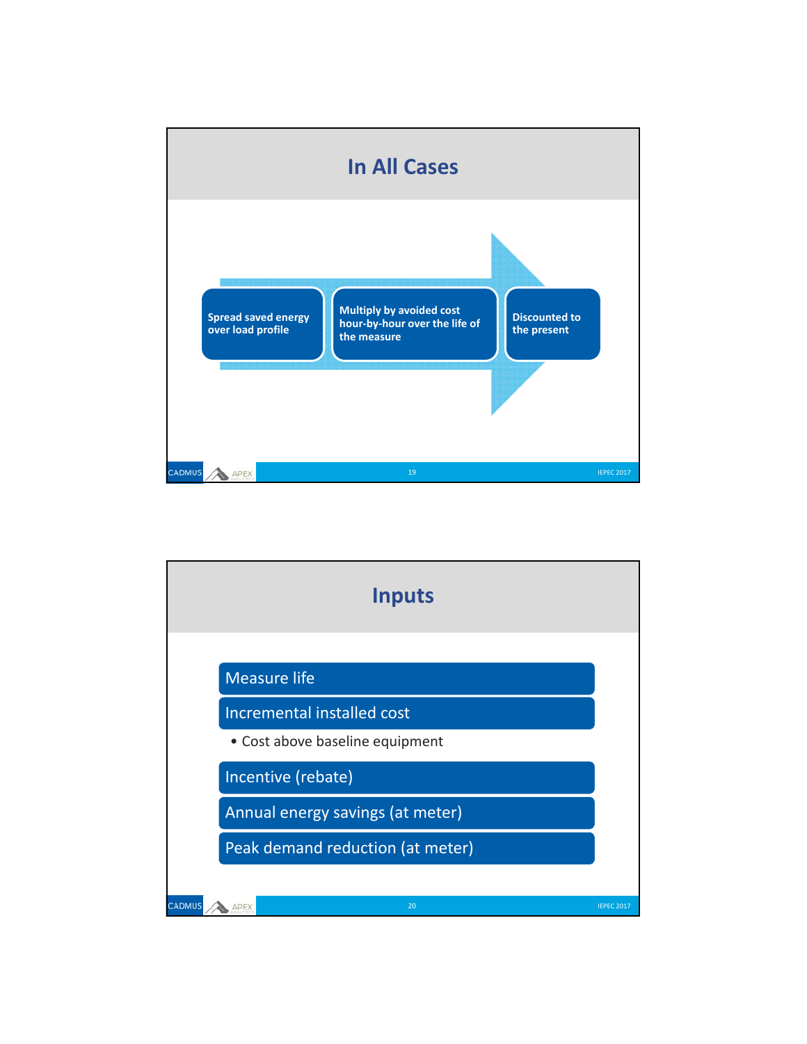# In All Cases

Spread saved energy over load profile → Multiply by avoided cost hour-by-hour over the life of the measure → Discounted to the present

# Inputs

- Measure life
- Incremental installed cost
  - Cost above baseline equipment
- Incentive (rebate)
- Annual energy savings (at meter)
- Peak demand reduction (at meter)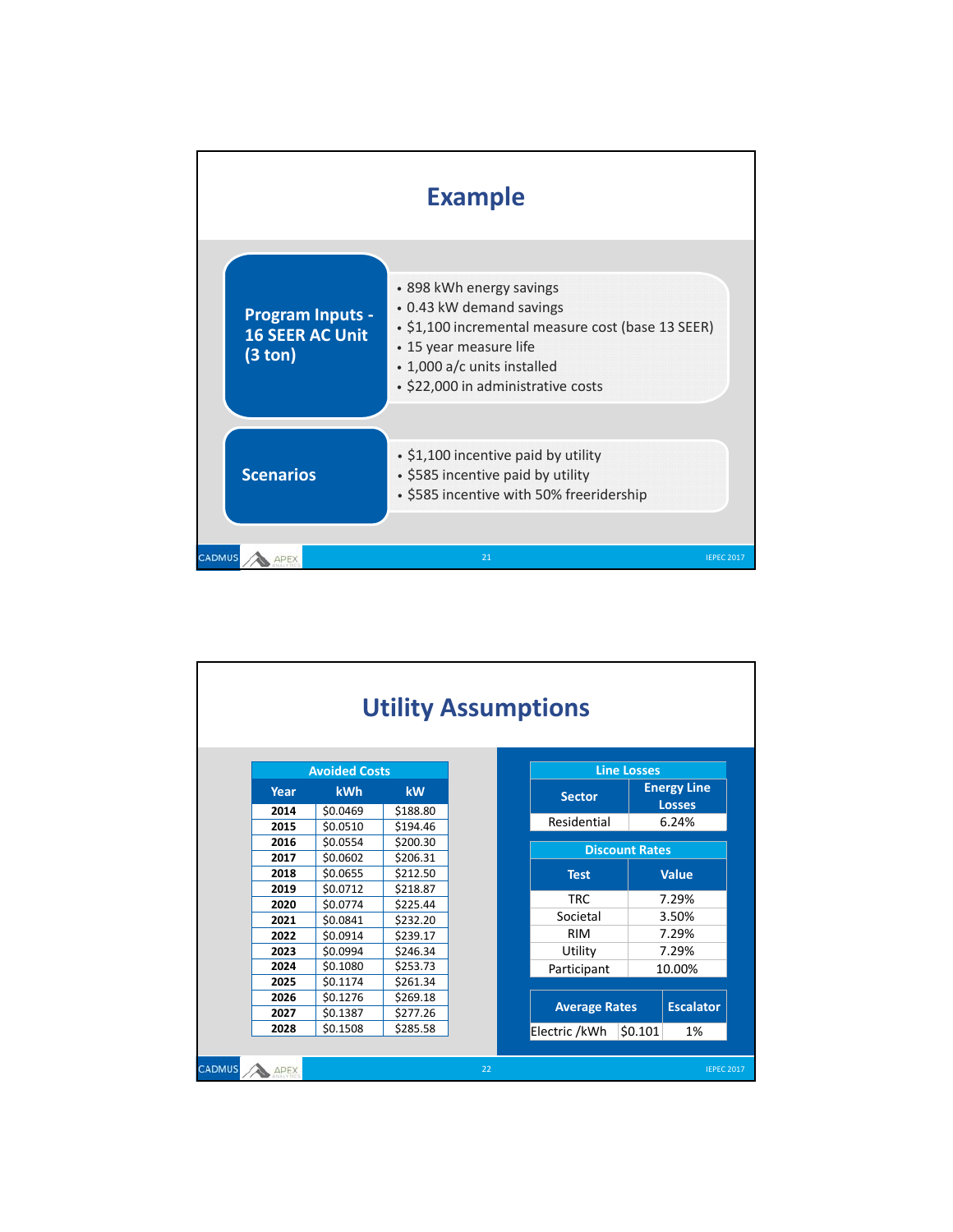# Example

**Program Inputs - 16 SEER AC Unit (3 ton)**

- 898 kWh energy savings
- 0.43 kW demand savings
- $1,100 incremental measure cost (base 13 SEER)
- 15 year measure life
- 1,000 a/c units installed
- $22,000 in administrative costs

**Scenarios**

- $1,100 incentive paid by utility
- $585 incentive paid by utility
- $585 incentive with 50% freeridership

# Utility Assumptions

| Avoided Costs | | |
|---|---|---|
| **Year** | **kWh** | **kW** |
| **2014** | $0.0469 | $188.80 |
| **2015** | $0.0510 | $194.46 |
| **2016** | $0.0554 | $200.30 |
| **2017** | $0.0602 | $206.31 |
| **2018** | $0.0655 | $212.50 |
| **2019** | $0.0712 | $218.87 |
| **2020** | $0.0774 | $225.44 |
| **2021** | $0.0841 | $232.20 |
| **2022** | $0.0914 | $239.17 |
| **2023** | $0.0994 | $246.34 |
| **2024** | $0.1080 | $253.73 |
| **2025** | $0.1174 | $261.34 |
| **2026** | $0.1276 | $269.18 |
| **2027** | $0.1387 | $277.26 |
| **2028** | $0.1508 | $285.58 |

| Line Losses | |
|---|---|
| **Sector** | **Energy Line Losses** |
| Residential | 6.24% |

| Discount Rates | |
|---|---|
| **Test** | **Value** |
| TRC | 7.29% |
| Societal | 3.50% |
| RIM | 7.29% |
| Utility | 7.29% |
| Participant | 10.00% |

| Average Rates | | Escalator |
|---|---|---|
| Electric /kWh | $0.101 | 1% |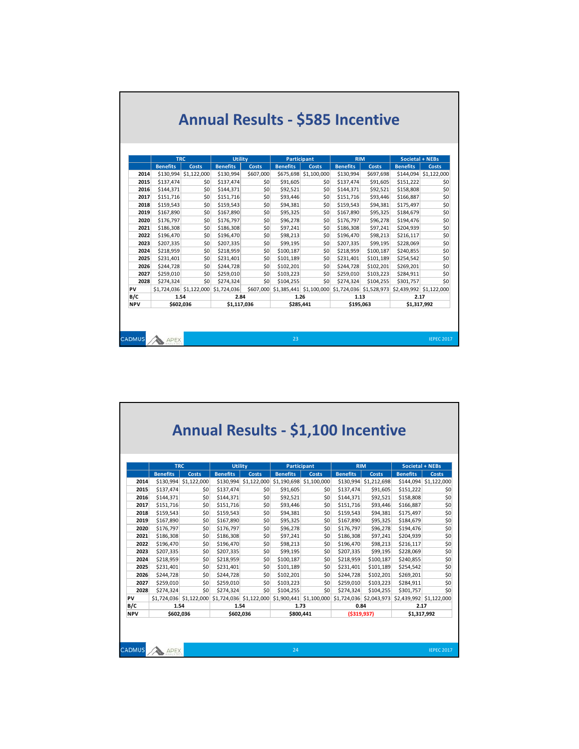# Annual Results - $585 Incentive

| | TRC | | Utility | | Participant | | RIM | | Societal + NEBs | |
|---|---|---|---|---|---|---|---|---|---|---|
| | Benefits | Costs | Benefits | Costs | Benefits | Costs | Benefits | Costs | Benefits | Costs |
| 2014 | $130,994 | $1,122,000 | $130,994 | $607,000 | $675,698 | $1,100,000 | $130,994 | $697,698 | $144,094 | $1,122,000 |
| 2015 | $137,474 | $0 | $137,474 | $0 | $91,605 | $0 | $137,474 | $91,605 | $151,222 | $0 |
| 2016 | $144,371 | $0 | $144,371 | $0 | $92,521 | $0 | $144,371 | $92,521 | $158,808 | $0 |
| 2017 | $151,716 | $0 | $151,716 | $0 | $93,446 | $0 | $151,716 | $93,446 | $166,887 | $0 |
| 2018 | $159,543 | $0 | $159,543 | $0 | $94,381 | $0 | $159,543 | $94,381 | $175,497 | $0 |
| 2019 | $167,890 | $0 | $167,890 | $0 | $95,325 | $0 | $167,890 | $95,325 | $184,679 | $0 |
| 2020 | $176,797 | $0 | $176,797 | $0 | $96,278 | $0 | $176,797 | $96,278 | $194,476 | $0 |
| 2021 | $186,308 | $0 | $186,308 | $0 | $97,241 | $0 | $186,308 | $97,241 | $204,939 | $0 |
| 2022 | $196,470 | $0 | $196,470 | $0 | $98,213 | $0 | $196,470 | $98,213 | $216,117 | $0 |
| 2023 | $207,335 | $0 | $207,335 | $0 | $99,195 | $0 | $207,335 | $99,195 | $228,069 | $0 |
| 2024 | $218,959 | $0 | $218,959 | $0 | $100,187 | $0 | $218,959 | $100,187 | $240,855 | $0 |
| 2025 | $231,401 | $0 | $231,401 | $0 | $101,189 | $0 | $231,401 | $101,189 | $254,542 | $0 |
| 2026 | $244,728 | $0 | $244,728 | $0 | $102,201 | $0 | $244,728 | $102,201 | $269,201 | $0 |
| 2027 | $259,010 | $0 | $259,010 | $0 | $103,223 | $0 | $259,010 | $103,223 | $284,911 | $0 |
| 2028 | $274,324 | $0 | $274,324 | $0 | $104,255 | $0 | $274,324 | $104,255 | $301,757 | $0 |
| PV | $1,724,036 | $1,122,000 | $1,724,036 | $607,000 | $1,385,441 | $1,100,000 | $1,724,036 | $1,528,973 | $2,439,992 | $1,122,000 |
| B/C | 1.54 | | 2.84 | | 1.26 | | 1.13 | | 2.17 | |
| NPV | $602,036 | | $1,117,036 | | $285,441 | | $195,063 | | $1,317,992 | |

# Annual Results - $1,100 Incentive

| | TRC | | Utility | | Participant | | RIM | | Societal + NEBs | |
|---|---|---|---|---|---|---|---|---|---|---|
| | Benefits | Costs | Benefits | Costs | Benefits | Costs | Benefits | Costs | Benefits | Costs |
| 2014 | $130,994 | $1,122,000 | $130,994 | $1,122,000 | $1,190,698 | $1,100,000 | $130,994 | $1,212,698 | $144,094 | $1,122,000 |
| 2015 | $137,474 | $0 | $137,474 | $0 | $91,605 | $0 | $137,474 | $91,605 | $151,222 | $0 |
| 2016 | $144,371 | $0 | $144,371 | $0 | $92,521 | $0 | $144,371 | $92,521 | $158,808 | $0 |
| 2017 | $151,716 | $0 | $151,716 | $0 | $93,446 | $0 | $151,716 | $93,446 | $166,887 | $0 |
| 2018 | $159,543 | $0 | $159,543 | $0 | $94,381 | $0 | $159,543 | $94,381 | $175,497 | $0 |
| 2019 | $167,890 | $0 | $167,890 | $0 | $95,325 | $0 | $167,890 | $95,325 | $184,679 | $0 |
| 2020 | $176,797 | $0 | $176,797 | $0 | $96,278 | $0 | $176,797 | $96,278 | $194,476 | $0 |
| 2021 | $186,308 | $0 | $186,308 | $0 | $97,241 | $0 | $186,308 | $97,241 | $204,939 | $0 |
| 2022 | $196,470 | $0 | $196,470 | $0 | $98,213 | $0 | $196,470 | $98,213 | $216,117 | $0 |
| 2023 | $207,335 | $0 | $207,335 | $0 | $99,195 | $0 | $207,335 | $99,195 | $228,069 | $0 |
| 2024 | $218,959 | $0 | $218,959 | $0 | $100,187 | $0 | $218,959 | $100,187 | $240,855 | $0 |
| 2025 | $231,401 | $0 | $231,401 | $0 | $101,189 | $0 | $231,401 | $101,189 | $254,542 | $0 |
| 2026 | $244,728 | $0 | $244,728 | $0 | $102,201 | $0 | $244,728 | $102,201 | $269,201 | $0 |
| 2027 | $259,010 | $0 | $259,010 | $0 | $103,223 | $0 | $259,010 | $103,223 | $284,911 | $0 |
| 2028 | $274,324 | $0 | $274,324 | $0 | $104,255 | $0 | $274,324 | $104,255 | $301,757 | $0 |
| PV | $1,724,036 | $1,122,000 | $1,724,036 | $1,122,000 | $1,900,441 | $1,100,000 | $1,724,036 | $2,043,973 | $2,439,992 | $1,122,000 |
| B/C | 1.54 | | 1.54 | | 1.73 | | 0.84 | | 2.17 | |
| NPV | $602,036 | | $602,036 | | $800,441 | | ($319,937) | | $1,317,992 | |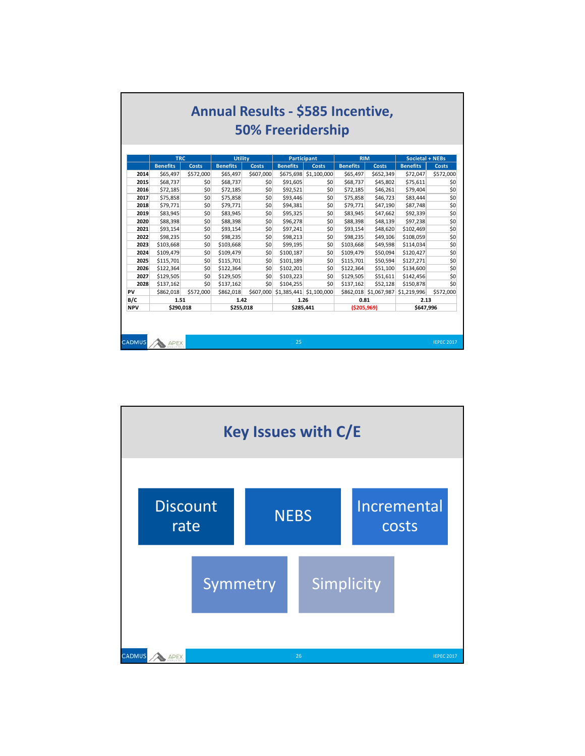# Annual Results - $585 Incentive, 50% Freeridership

| | TRC | | Utility | | Participant | | RIM | | Societal + NEBs | |
|---|---|---|---|---|---|---|---|---|---|---|
| | Benefits | Costs | Benefits | Costs | Benefits | Costs | Benefits | Costs | Benefits | Costs |
| 2014 | $65,497 | $572,000 | $65,497 | $607,000 | $675,698 | $1,100,000 | $65,497 | $652,349 | $72,047 | $572,000 |
| 2015 | $68,737 | $0 | $68,737 | $0 | $91,605 | $0 | $68,737 | $45,802 | $75,611 | $0 |
| 2016 | $72,185 | $0 | $72,185 | $0 | $92,521 | $0 | $72,185 | $46,261 | $79,404 | $0 |
| 2017 | $75,858 | $0 | $75,858 | $0 | $93,446 | $0 | $75,858 | $46,723 | $83,444 | $0 |
| 2018 | $79,771 | $0 | $79,771 | $0 | $94,381 | $0 | $79,771 | $47,190 | $87,748 | $0 |
| 2019 | $83,945 | $0 | $83,945 | $0 | $95,325 | $0 | $83,945 | $47,662 | $92,339 | $0 |
| 2020 | $88,398 | $0 | $88,398 | $0 | $96,278 | $0 | $88,398 | $48,139 | $97,238 | $0 |
| 2021 | $93,154 | $0 | $93,154 | $0 | $97,241 | $0 | $93,154 | $48,620 | $102,469 | $0 |
| 2022 | $98,235 | $0 | $98,235 | $0 | $98,213 | $0 | $98,235 | $49,106 | $108,059 | $0 |
| 2023 | $103,668 | $0 | $103,668 | $0 | $99,195 | $0 | $103,668 | $49,598 | $114,034 | $0 |
| 2024 | $109,479 | $0 | $109,479 | $0 | $100,187 | $0 | $109,479 | $50,094 | $120,427 | $0 |
| 2025 | $115,701 | $0 | $115,701 | $0 | $101,189 | $0 | $115,701 | $50,594 | $127,271 | $0 |
| 2026 | $122,364 | $0 | $122,364 | $0 | $102,201 | $0 | $122,364 | $51,100 | $134,600 | $0 |
| 2027 | $129,505 | $0 | $129,505 | $0 | $103,223 | $0 | $129,505 | $51,611 | $142,456 | $0 |
| 2028 | $137,162 | $0 | $137,162 | $0 | $104,255 | $0 | $137,162 | $52,128 | $150,878 | $0 |
| PV | $862,018 | $572,000 | $862,018 | $607,000 | $1,385,441 | $1,100,000 | $862,018 | $1,067,987 | $1,219,996 | $572,000 |
| B/C | 1.51 | | 1.42 | | 1.26 | | 0.81 | | 2.13 | |
| NPV | $290,018 | | $255,018 | | $285,441 | | ($205,969) | | $647,996 | |

# Key Issues with C/E

- Discount rate
- NEBS
- Incremental costs
- Symmetry
- Simplicity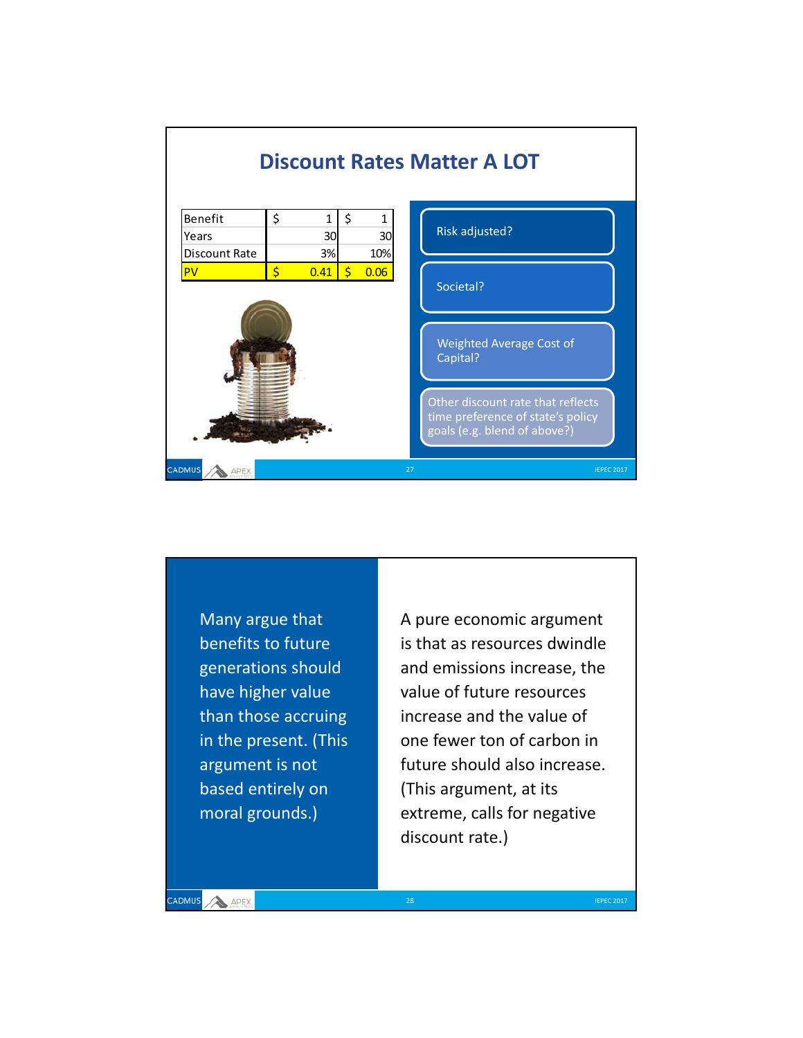# Discount Rates Matter A LOT

| Benefit | $ 1 | $ 1 |
|---|---|---|
| Years | 30 | 30 |
| Discount Rate | 3% | 10% |
| PV | $ 0.41 | $ 0.06 |

- Risk adjusted?
- Societal?
- Weighted Average Cost of Capital?
- Other discount rate that reflects time preference of state's policy goals (e.g. blend of above?)

---

Many argue that benefits to future generations should have higher value than those accruing in the present. (This argument is not based entirely on moral grounds.)

A pure economic argument is that as resources dwindle and emissions increase, the value of future resources increase and the value of one fewer ton of carbon in future should also increase. (This argument, at its extreme, calls for negative discount rate.)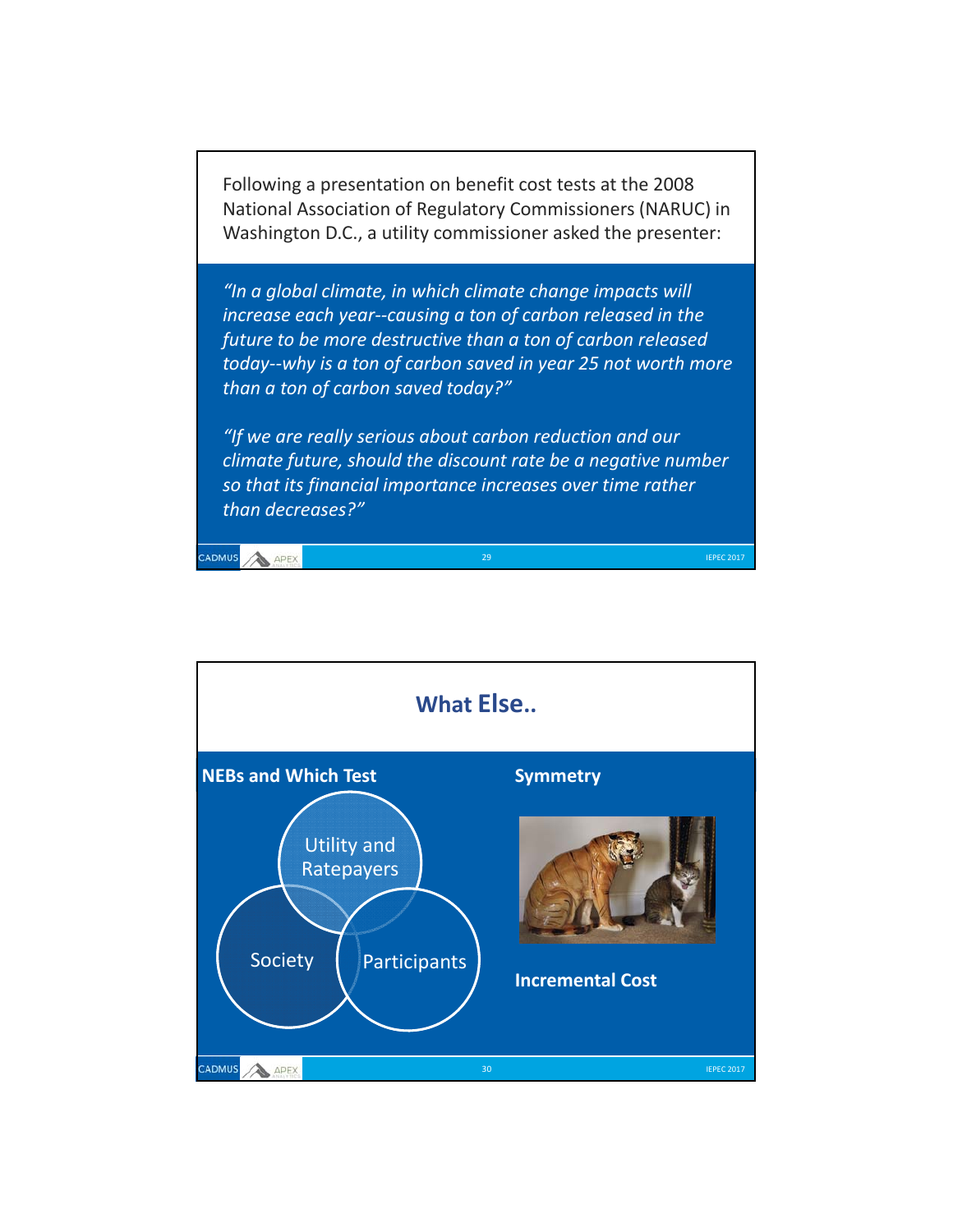Following a presentation on benefit cost tests at the 2008 National Association of Regulatory Commissioners (NARUC) in Washington D.C., a utility commissioner asked the presenter:

*"In a global climate, in which climate change impacts will increase each year--causing a ton of carbon released in the future to be more destructive than a ton of carbon released today--why is a ton of carbon saved in year 25 not worth more than a ton of carbon saved today?"*

*"If we are really serious about carbon reduction and our climate future, should the discount rate be a negative number so that its financial importance increases over time rather than decreases?"*

# What Else..

**NEBs and Which Test**

- Utility and Ratepayers
- Society
- Participants

**Symmetry**

**Incremental Cost**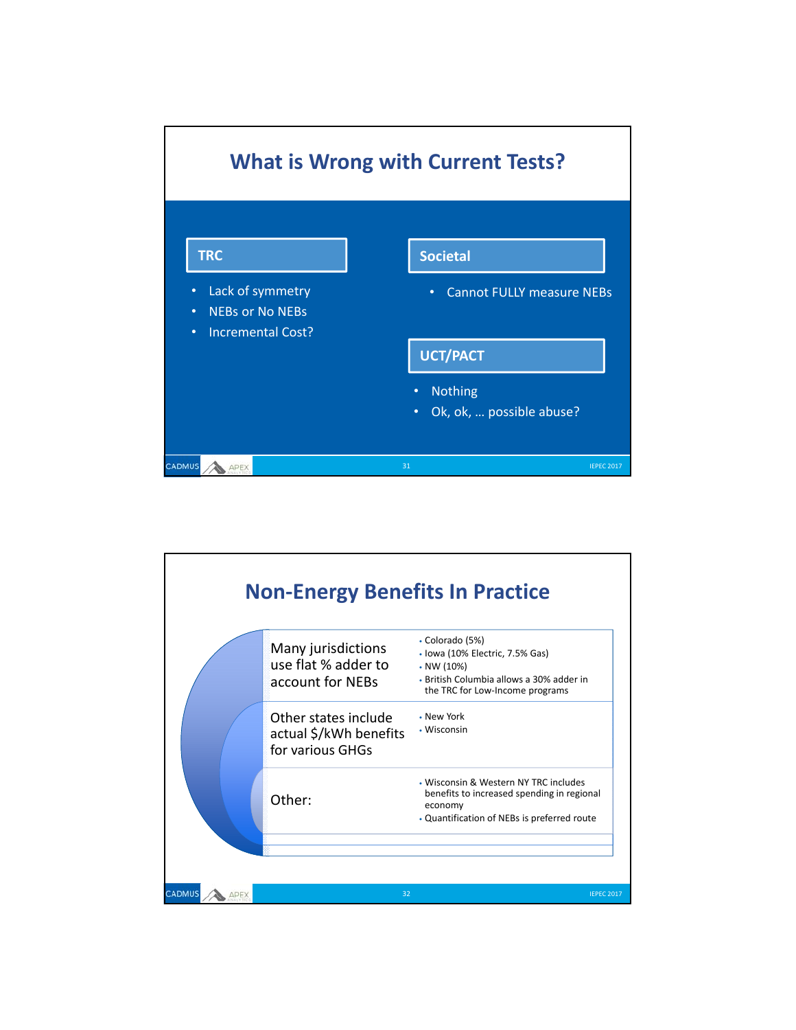# What is Wrong with Current Tests?

### TRC

- Lack of symmetry
- NEBs or No NEBs
- Incremental Cost?

### Societal

- Cannot FULLY measure NEBs

### UCT/PACT

- Nothing
- Ok, ok, … possible abuse?

# Non-Energy Benefits In Practice

| | |
|---|---|
| Many jurisdictions use flat % adder to account for NEBs | • Colorado (5%)<br>• Iowa (10% Electric, 7.5% Gas)<br>• NW (10%)<br>• British Columbia allows a 30% adder in the TRC for Low-Income programs |
| Other states include actual $/kWh benefits for various GHGs | • New York<br>• Wisconsin |
| Other: | • Wisconsin & Western NY TRC includes benefits to increased spending in regional economy<br>• Quantification of NEBs is preferred route |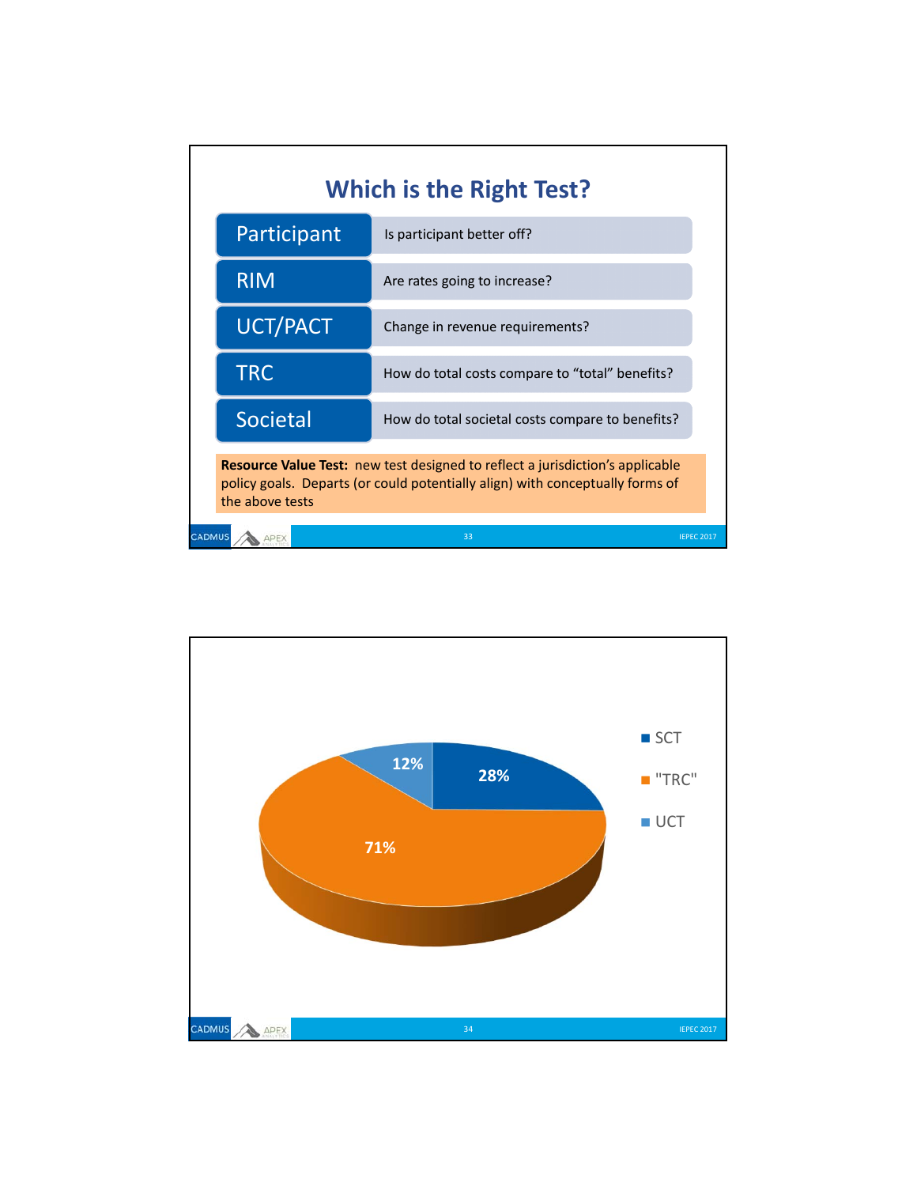# Which is the Right Test?

| | |
|---|---|
| Participant | Is participant better off? |
| RIM | Are rates going to increase? |
| UCT/PACT | Change in revenue requirements? |
| TRC | How do total costs compare to "total" benefits? |
| Societal | How do total societal costs compare to benefits? |

**Resource Value Test:** new test designed to reflect a jurisdiction's applicable policy goals. Departs (or could potentially align) with conceptually forms of the above tests

| Test | Share |
|---|---|
| SCT | 28% |
| "TRC" | 71% |
| UCT | 12% |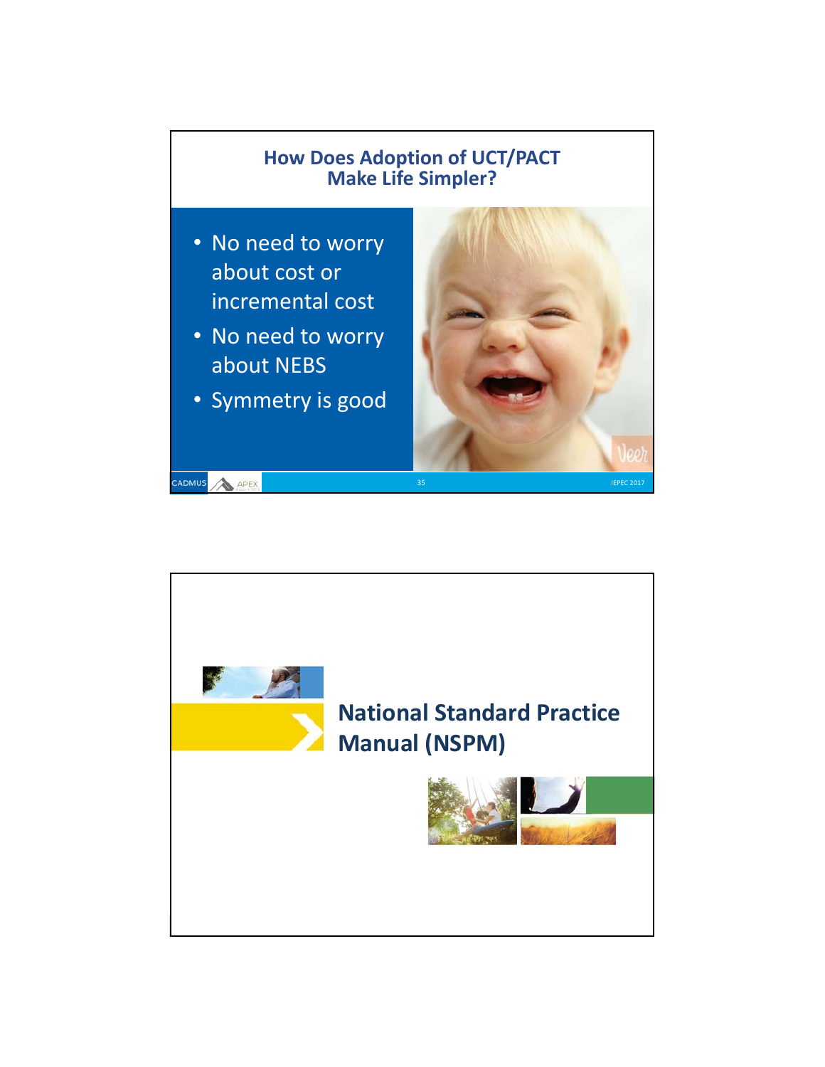## How Does Adoption of UCT/PACT Make Life Simpler?

- No need to worry about cost or incremental cost
- No need to worry about NEBS
- Symmetry is good

## National Standard Practice Manual (NSPM)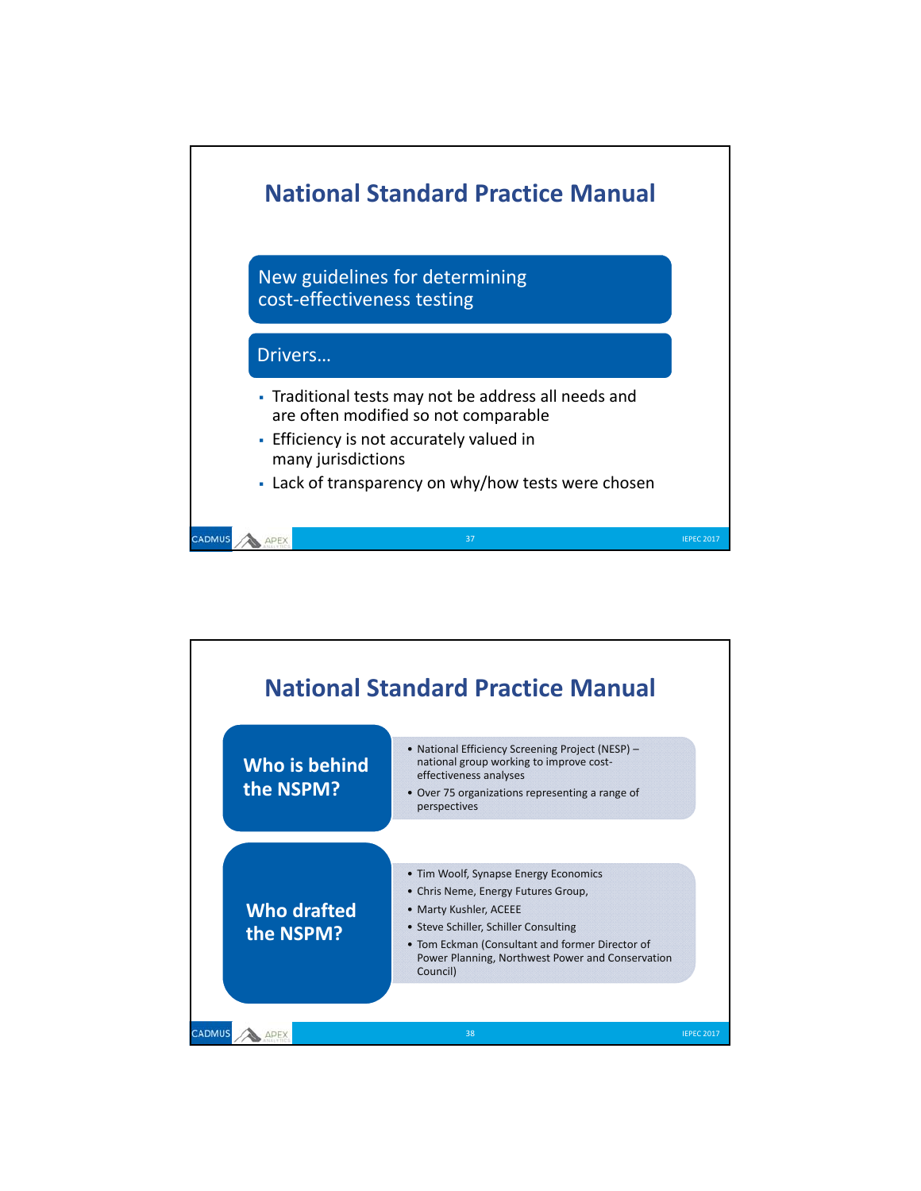## National Standard Practice Manual

New guidelines for determining cost-effectiveness testing

Drivers…

- Traditional tests may not be address all needs and are often modified so not comparable
- Efficiency is not accurately valued in many jurisdictions
- Lack of transparency on why/how tests were chosen

## National Standard Practice Manual

**Who is behind the NSPM?**

- National Efficiency Screening Project (NESP) – national group working to improve cost-effectiveness analyses
- Over 75 organizations representing a range of perspectives

**Who drafted the NSPM?**

- Tim Woolf, Synapse Energy Economics
- Chris Neme, Energy Futures Group,
- Marty Kushler, ACEEE
- Steve Schiller, Schiller Consulting
- Tom Eckman (Consultant and former Director of Power Planning, Northwest Power and Conservation Council)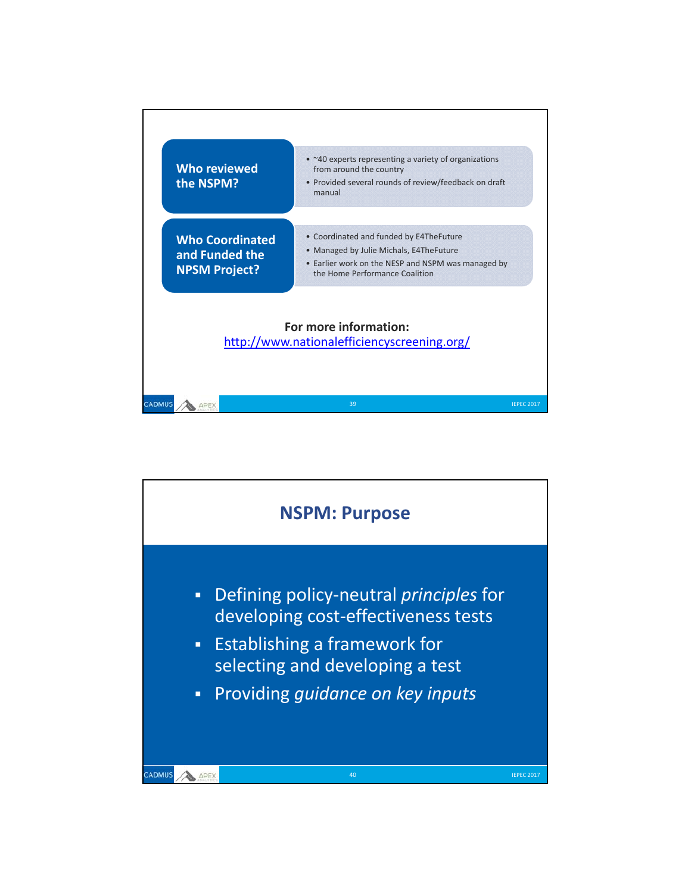### Who reviewed the NSPM?

- ~40 experts representing a variety of organizations from around the country
- Provided several rounds of review/feedback on draft manual

### Who Coordinated and Funded the NPSM Project?

- Coordinated and funded by E4TheFuture
- Managed by Julie Michals, E4TheFuture
- Earlier work on the NESP and NSPM was managed by the Home Performance Coalition

**For more information:**
[http://www.nationalefficiencyscreening.org/](http://www.nationalefficiencyscreening.org/)

## NSPM: Purpose

- Defining policy-neutral *principles* for developing cost-effectiveness tests
- Establishing a framework for selecting and developing a test
- Providing *guidance on key inputs*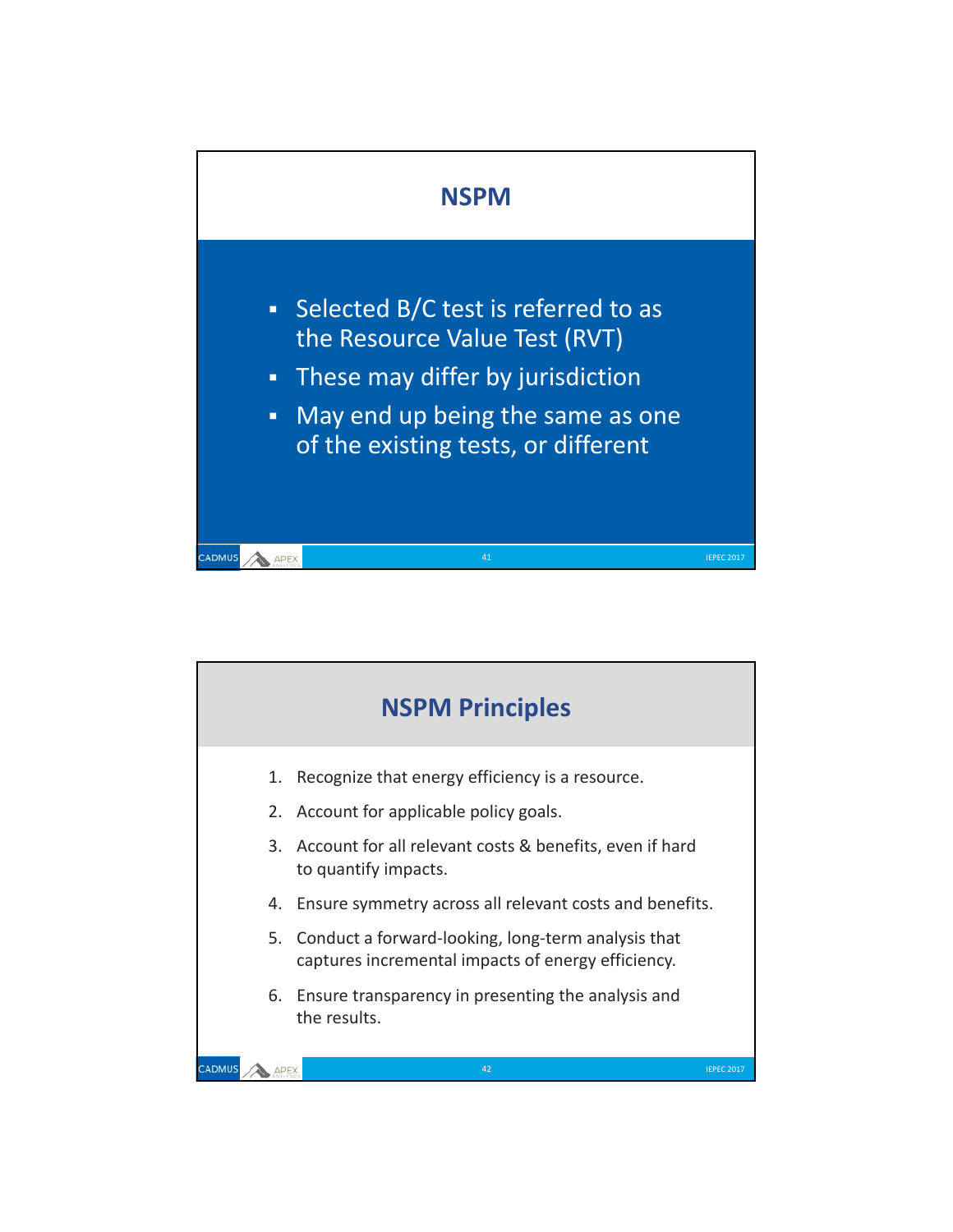## NSPM

- Selected B/C test is referred to as the Resource Value Test (RVT)
- These may differ by jurisdiction
- May end up being the same as one of the existing tests, or different

## NSPM Principles

1. Recognize that energy efficiency is a resource.
2. Account for applicable policy goals.
3. Account for all relevant costs & benefits, even if hard to quantify impacts.
4. Ensure symmetry across all relevant costs and benefits.
5. Conduct a forward-looking, long-term analysis that captures incremental impacts of energy efficiency.
6. Ensure transparency in presenting the analysis and the results.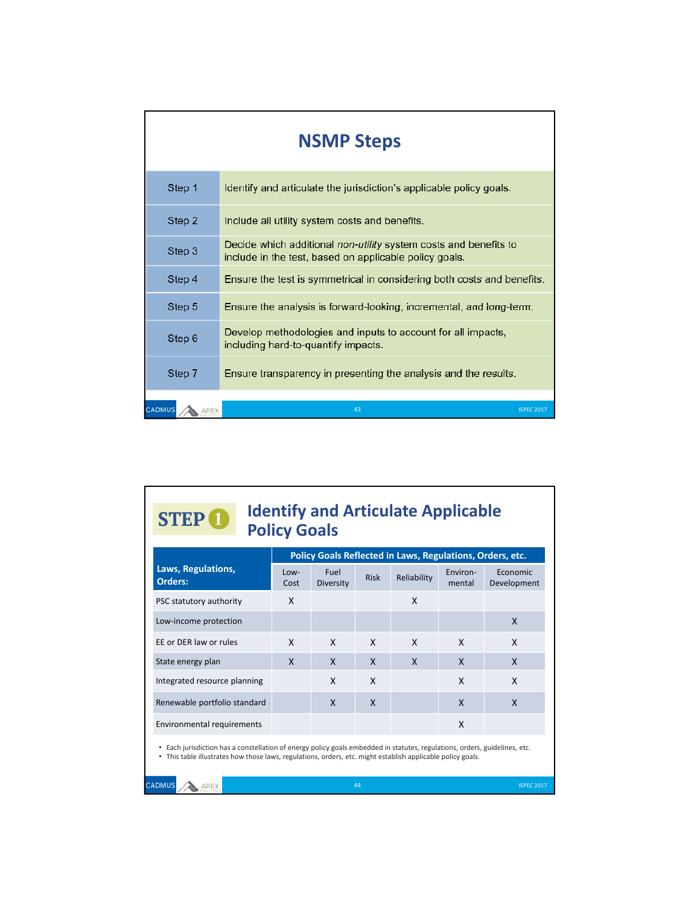# NSMP Steps

| Step | Description |
|---|---|
| Step 1 | Identify and articulate the jurisdiction's applicable policy goals. |
| Step 2 | Include all utility system costs and benefits. |
| Step 3 | Decide which additional *non-utility* system costs and benefits to include in the test, based on applicable policy goals. |
| Step 4 | Ensure the test is symmetrical in considering both costs and benefits. |
| Step 5 | Ensure the analysis is forward-looking, incremental, and long-term. |
| Step 6 | Develop methodologies and inputs to account for all impacts, including hard-to-quantify impacts. |
| Step 7 | Ensure transparency in presenting the analysis and the results. |

# STEP 1 Identify and Articulate Applicable Policy Goals

| Laws, Regulations, Orders: | Policy Goals Reflected in Laws, Regulations, Orders, etc. | | | | | |
|---|---|---|---|---|---|---|
| | Low-Cost | Fuel Diversity | Risk | Reliability | Environ-mental | Economic Development |
| PSC statutory authority | X | | | X | | |
| Low-income protection | | | | | | X |
| EE or DER law or rules | X | X | X | X | X | X |
| State energy plan | X | X | X | X | X | X |
| Integrated resource planning | | X | X | | X | X |
| Renewable portfolio standard | | X | X | | X | X |
| Environmental requirements | | | | | X | |

- Each jurisdiction has a constellation of energy policy goals embedded in statutes, regulations, orders, guidelines, etc.
- This table illustrates how those laws, regulations, orders, etc. might establish applicable policy goals.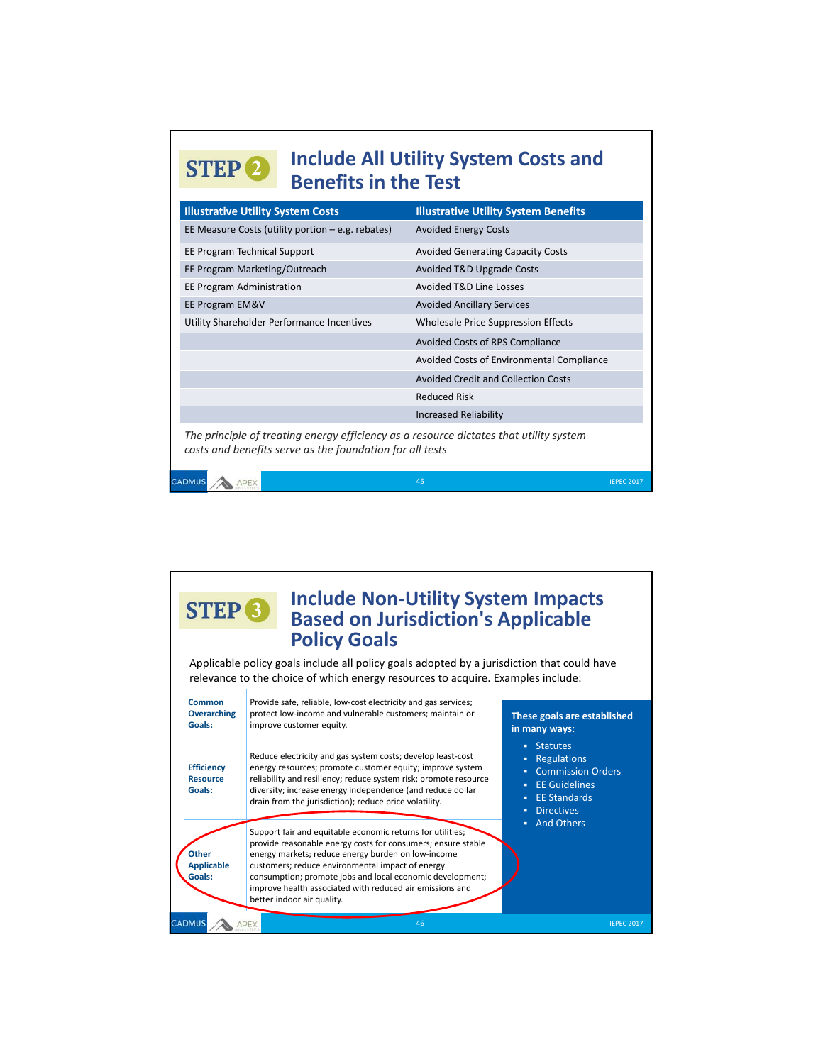## STEP 2 Include All Utility System Costs and Benefits in the Test

| Illustrative Utility System Costs | Illustrative Utility System Benefits |
| --- | --- |
| EE Measure Costs (utility portion – e.g. rebates) | Avoided Energy Costs |
| EE Program Technical Support | Avoided Generating Capacity Costs |
| EE Program Marketing/Outreach | Avoided T&D Upgrade Costs |
| EE Program Administration | Avoided T&D Line Losses |
| EE Program EM&V | Avoided Ancillary Services |
| Utility Shareholder Performance Incentives | Wholesale Price Suppression Effects |
| | Avoided Costs of RPS Compliance |
| | Avoided Costs of Environmental Compliance |
| | Avoided Credit and Collection Costs |
| | Reduced Risk |
| | Increased Reliability |

*The principle of treating energy efficiency as a resource dictates that utility system costs and benefits serve as the foundation for all tests*

## STEP 3 Include Non-Utility System Impacts Based on Jurisdiction's Applicable Policy Goals

Applicable policy goals include all policy goals adopted by a jurisdiction that could have relevance to the choice of which energy resources to acquire. Examples include:

| | |
| --- | --- |
| **Common Overarching Goals:** | Provide safe, reliable, low-cost electricity and gas services; protect low-income and vulnerable customers; maintain or improve customer equity. |
| **Efficiency Resource Goals:** | Reduce electricity and gas system costs; develop least-cost energy resources; promote customer equity; improve system reliability and resiliency; reduce system risk; promote resource diversity; increase energy independence (and reduce dollar drain from the jurisdiction); reduce price volatility. |
| **Other Applicable Goals:** | Support fair and equitable economic returns for utilities; provide reasonable energy costs for consumers; ensure stable energy markets; reduce energy burden on low-income customers; reduce environmental impact of energy consumption; promote jobs and local economic development; improve health associated with reduced air emissions and better indoor air quality. |

**These goals are established in many ways:**

- Statutes
- Regulations
- Commission Orders
- EE Guidelines
- EE Standards
- Directives
- And Others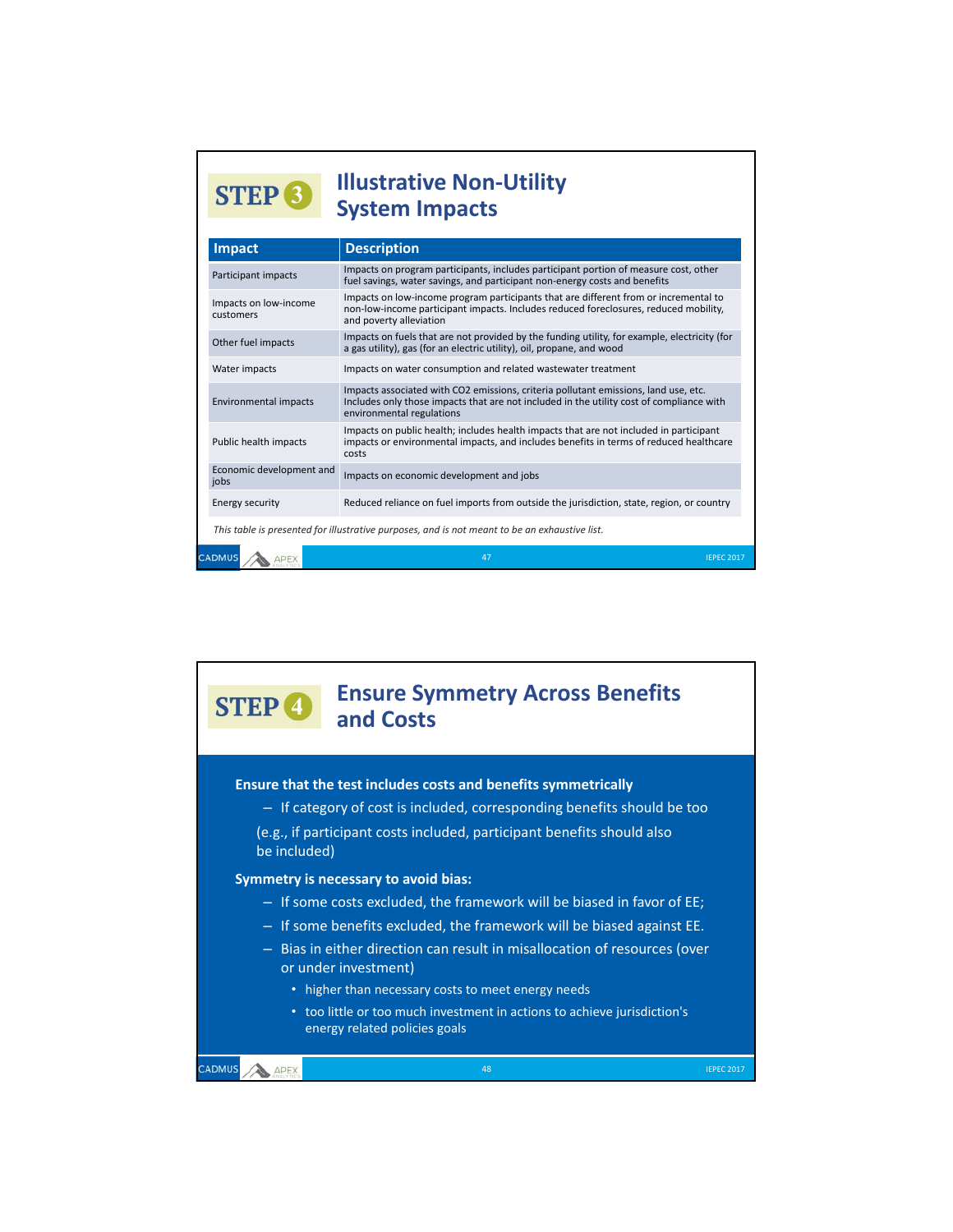## STEP 3 Illustrative Non-Utility System Impacts

| Impact | Description |
|---|---|
| Participant impacts | Impacts on program participants, includes participant portion of measure cost, other fuel savings, water savings, and participant non-energy costs and benefits |
| Impacts on low-income customers | Impacts on low-income program participants that are different from or incremental to non-low-income participant impacts. Includes reduced foreclosures, reduced mobility, and poverty alleviation |
| Other fuel impacts | Impacts on fuels that are not provided by the funding utility, for example, electricity (for a gas utility), gas (for an electric utility), oil, propane, and wood |
| Water impacts | Impacts on water consumption and related wastewater treatment |
| Environmental impacts | Impacts associated with CO2 emissions, criteria pollutant emissions, land use, etc. Includes only those impacts that are not included in the utility cost of compliance with environmental regulations |
| Public health impacts | Impacts on public health; includes health impacts that are not included in participant impacts or environmental impacts, and includes benefits in terms of reduced healthcare costs |
| Economic development and jobs | Impacts on economic development and jobs |
| Energy security | Reduced reliance on fuel imports from outside the jurisdiction, state, region, or country |

*This table is presented for illustrative purposes, and is not meant to be an exhaustive list.*

## STEP 4 Ensure Symmetry Across Benefits and Costs

**Ensure that the test includes costs and benefits symmetrically**

- If category of cost is included, corresponding benefits should be too

(e.g., if participant costs included, participant benefits should also be included)

**Symmetry is necessary to avoid bias:**

- If some costs excluded, the framework will be biased in favor of EE;
- If some benefits excluded, the framework will be biased against EE.
- Bias in either direction can result in misallocation of resources (over or under investment)
  - higher than necessary costs to meet energy needs
  - too little or too much investment in actions to achieve jurisdiction's energy related policies goals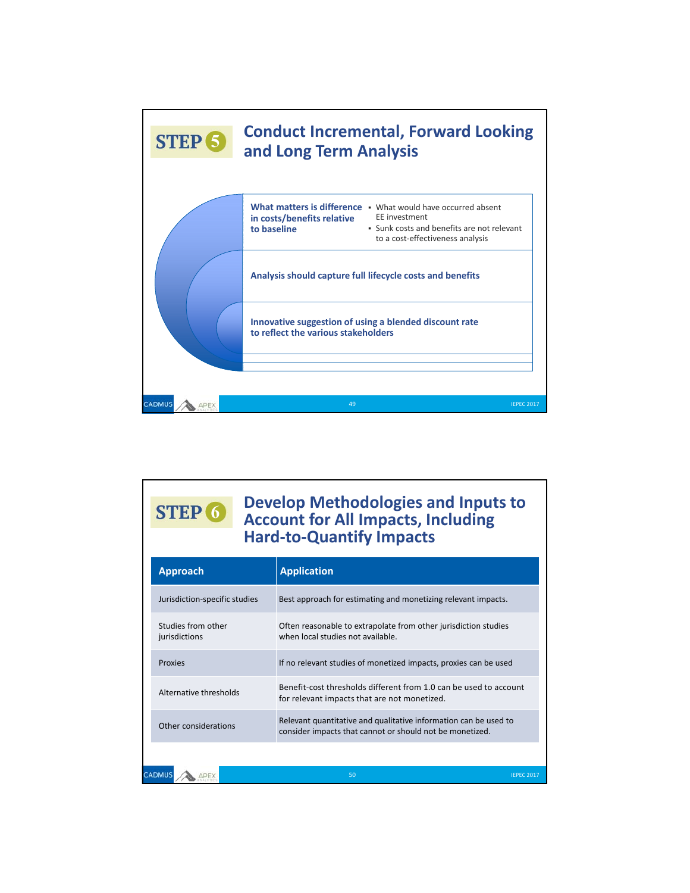## STEP 5 Conduct Incremental, Forward Looking and Long Term Analysis

**What matters is difference in costs/benefits relative to baseline**

- What would have occurred absent EE investment
- Sunk costs and benefits are not relevant to a cost-effectiveness analysis

**Analysis should capture full lifecycle costs and benefits**

**Innovative suggestion of using a blended discount rate to reflect the various stakeholders**

## STEP 6 Develop Methodologies and Inputs to Account for All Impacts, Including Hard-to-Quantify Impacts

| Approach | Application |
|---|---|
| Jurisdiction-specific studies | Best approach for estimating and monetizing relevant impacts. |
| Studies from other jurisdictions | Often reasonable to extrapolate from other jurisdiction studies when local studies not available. |
| Proxies | If no relevant studies of monetized impacts, proxies can be used |
| Alternative thresholds | Benefit-cost thresholds different from 1.0 can be used to account for relevant impacts that are not monetized. |
| Other considerations | Relevant quantitative and qualitative information can be used to consider impacts that cannot or should not be monetized. |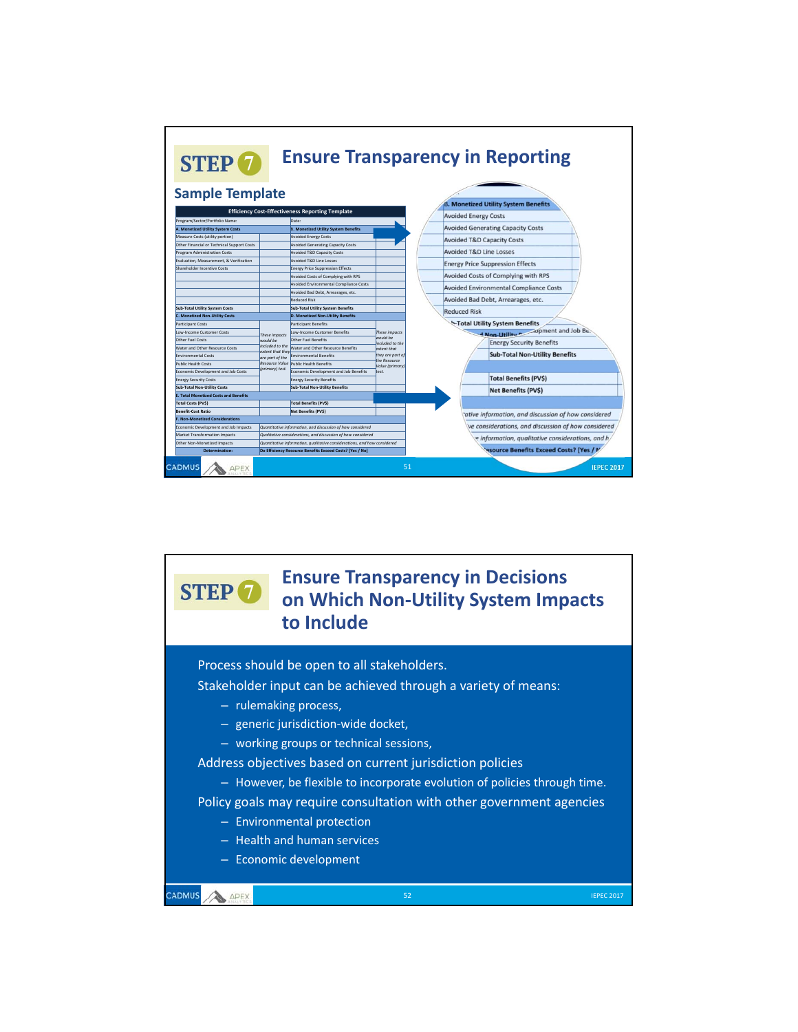## STEP 7 Ensure Transparency in Reporting

### Sample Template

| Efficiency Cost-Effectiveness Reporting Template | | | |
|---|---|---|---|
| Program/Sector/Portfolio Name: | | Date: | |
| **A. Monetized Utility System Costs** | | **B. Monetized Utility System Benefits** | |
| Measure Costs (utility portion) | | Avoided Energy Costs | |
| Other Financial or Technical Support Costs | | Avoided Generating Capacity Costs | |
| Program Administration Costs | | Avoided T&D Capacity Costs | |
| Evaluation, Measurement, & Verification | | Avoided T&D Line Losses | |
| Shareholder Incentive Costs | | Energy Price Suppression Effects | |
| | | Avoided Costs of Complying with RPS | |
| | | Avoided Environmental Compliance Costs | |
| | | Avoided Bad Debt, Arrearages, etc. | |
| | | Reduced Risk | |
| **Sub-Total Utility System Costs** | | **Sub-Total Utility System Benefits** | |
| **C. Monetized Non-Utility Costs** | | **D. Monetized Non-Utility Benefits** | |
| Participant Costs | *These impacts would be included to the extent that they are part of the Resource Value (primary) test.* | Participant Benefits | *These impacts would be included to the extent that they are part of the Resource Value (primary) test.* |
| Low-Income Customer Costs | | Low-Income Customer Benefits | |
| Other Fuel Costs | | Other Fuel Benefits | |
| Water and Other Resource Costs | | Water and Other Resource Benefits | |
| Environmental Costs | | Environmental Benefits | |
| Public Health Costs | | Public Health Benefits | |
| Economic Development and Job Costs | | Economic Development and Job Benefits | |
| Energy Security Costs | | Energy Security Benefits | |
| **Sub-Total Non-Utility Costs** | | **Sub-Total Non-Utility Benefits** | |
| **E. Total Monetized Costs and Benefits** | | | |
| **Total Costs (PV$)** | | **Total Benefits (PV$)** | |
| **Benefit-Cost Ratio** | | **Net Benefits (PV$)** | |
| **F. Non-Monetized Considerations** | | | |
| Economic Development and Job Impacts | *Quantitative information, and discussion of how considered* | | |
| Market Transformation Impacts | *Qualitative considerations, and discussion of how considered* | | |
| Other Non-Monetized Impacts | *Quantitative information, qualitative considerations, and how considered* | | |
| **Determination:** | **Do Efficiency Resource Benefits Exceed Costs? [Yes / No]** | | |

## STEP 7 Ensure Transparency in Decisions on Which Non-Utility System Impacts to Include

- Process should be open to all stakeholders.
- Stakeholder input can be achieved through a variety of means:
  - rulemaking process,
  - generic jurisdiction-wide docket,
  - working groups or technical sessions,
- Address objectives based on current jurisdiction policies
  - However, be flexible to incorporate evolution of policies through time.
- Policy goals may require consultation with other government agencies
  - Environmental protection
  - Health and human services
  - Economic development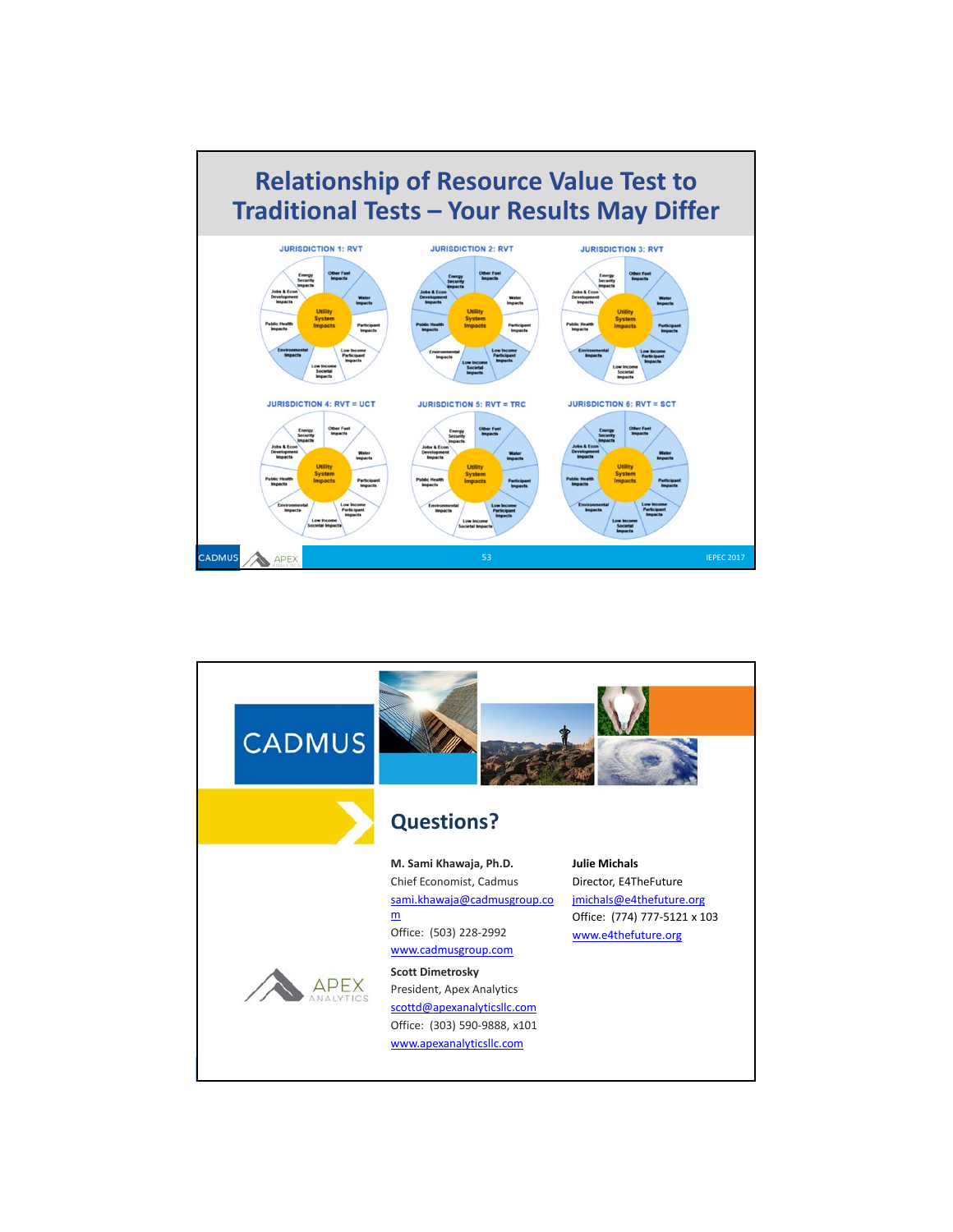# Relationship of Resource Value Test to Traditional Tests – Your Results May Differ

JURISDICTION 1: RVT

JURISDICTION 2: RVT

JURISDICTION 3: RVT

JURISDICTION 4: RVT = UCT

JURISDICTION 5: RVT = TRC

JURISDICTION 6: RVT = SCT

Utility System Impacts

Energy Security Impacts

Other Fuel Impacts

Water Impacts

Participant Impacts

Low Income Participant Impacts

Low Income Societal Impacts

Environmental Impacts

Public Health Impacts

Jobs & Econ Development Impacts

---

## Questions?

**M. Sami Khawaja, Ph.D.**
Chief Economist, Cadmus
sami.khawaja@cadmusgroup.com
Office: (503) 228-2992
www.cadmusgroup.com

**Scott Dimetrosky**
President, Apex Analytics
scottd@apexanalyticsllc.com
Office: (303) 590-9888, x101
www.apexanalyticsllc.com

**Julie Michals**
Director, E4TheFuture
jmichals@e4thefuture.org
Office: (774) 777-5121 x 103
www.e4thefuture.org